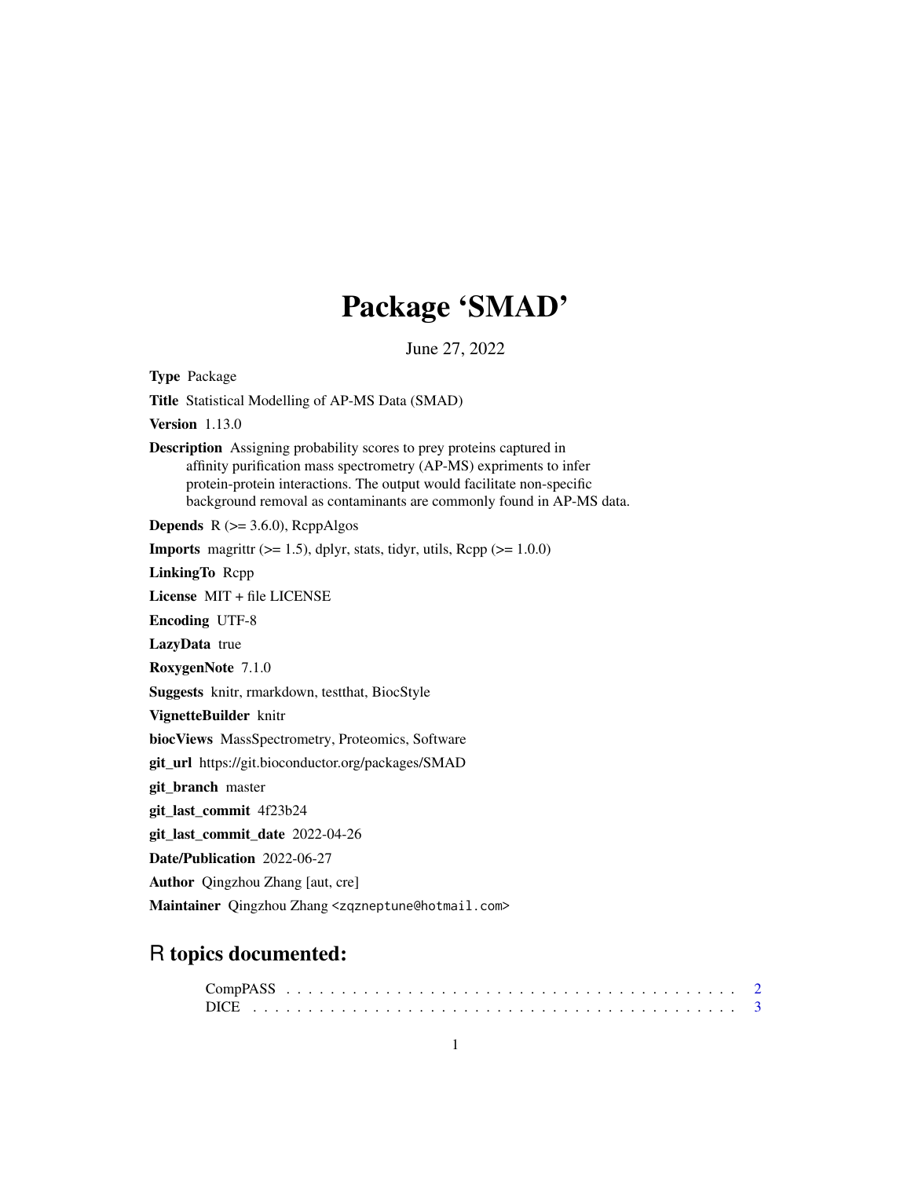# Package 'SMAD'

June 27, 2022

**Type** Package

**Title** Statistical Modelling of AP-MS Data (SMAD)

**Version** 1.13.0

**Description** Assigning probability scores to prey proteins captured in affinity purification mass spectrometry (AP-MS) expriments to infer protein-protein interactions. The output would facilitate non-specific background removal as contaminants are commonly found in AP-MS data.

**Depends** R (>= 3.6.0), RcppAlgos

**Imports** magrittr (>= 1.5), dplyr, stats, tidyr, utils, Rcpp (>= 1.0.0)

**LinkingTo** Rcpp

**License** MIT + file LICENSE

**Encoding** UTF-8

**LazyData** true

**RoxygenNote** 7.1.0

**Suggests** knitr, rmarkdown, testthat, BiocStyle

**VignetteBuilder** knitr

**biocViews** MassSpectrometry, Proteomics, Software

**git_url** https://git.bioconductor.org/packages/SMAD

**git_branch** master

**git_last_commit** 4f23b24

**git_last_commit_date** 2022-04-26

**Date/Publication** 2022-06-27

**Author** Qingzhou Zhang [aut, cre]

**Maintainer** Qingzhou Zhang <zqzneptune@hotmail.com>

## R topics documented:

CompPASS . . . . . . . . . . . . . . . . . . . . . . . . . . . . . . . . . . . . . . . 2
DICE . . . . . . . . . . . . . . . . . . . . . . . . . . . . . . . . . . . . . . . . . . 3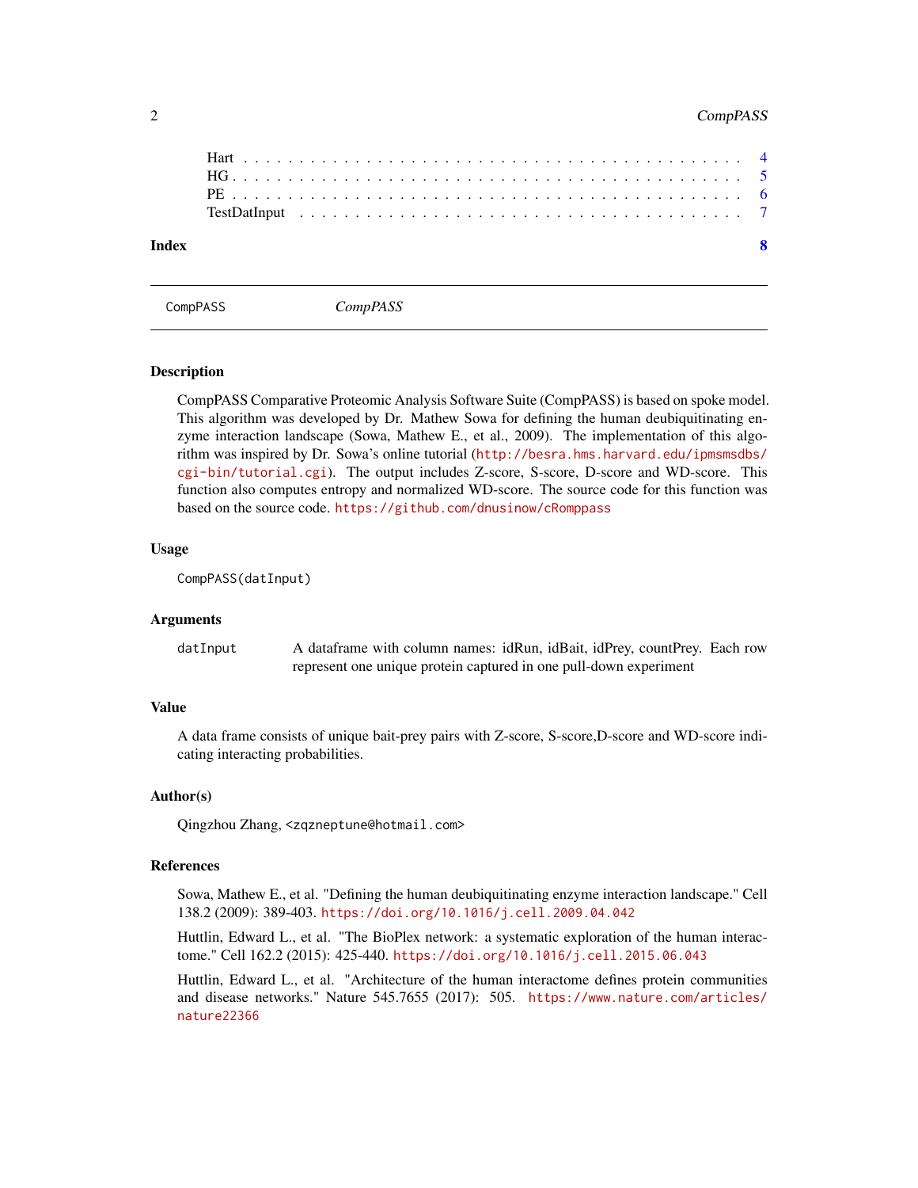Hart . . . . . . . . . . . . . . . . . . . . . . . . . . . . . . . . . . . . . . . . . . 4
HG . . . . . . . . . . . . . . . . . . . . . . . . . . . . . . . . . . . . . . . . . . . 5
PE . . . . . . . . . . . . . . . . . . . . . . . . . . . . . . . . . . . . . . . . . . . 6
TestDatInput . . . . . . . . . . . . . . . . . . . . . . . . . . . . . . . . . . . . . 7

**Index** **8**

---

`CompPASS` *CompPASS*

---

### Description

CompPASS Comparative Proteomic Analysis Software Suite (CompPASS) is based on spoke model. This algorithm was developed by Dr. Mathew Sowa for defining the human deubiquitinating enzyme interaction landscape (Sowa, Mathew E., et al., 2009). The implementation of this algorithm was inspired by Dr. Sowa's online tutorial (http://besra.hms.harvard.edu/ipmsmsdbs/cgi-bin/tutorial.cgi). The output includes Z-score, S-score, D-score and WD-score. This function also computes entropy and normalized WD-score. The source code for this function was based on the source code. https://github.com/dnusinow/cRomppass

### Usage

```
CompPASS(datInput)
```

### Arguments

| | |
|---|---|
| `datInput` | A dataframe with column names: idRun, idBait, idPrey, countPrey. Each row represent one unique protein captured in one pull-down experiment |

### Value

A data frame consists of unique bait-prey pairs with Z-score, S-score,D-score and WD-score indicating interacting probabilities.

### Author(s)

Qingzhou Zhang, <zqzneptune@hotmail.com>

### References

Sowa, Mathew E., et al. "Defining the human deubiquitinating enzyme interaction landscape." Cell 138.2 (2009): 389-403. https://doi.org/10.1016/j.cell.2009.04.042

Huttlin, Edward L., et al. "The BioPlex network: a systematic exploration of the human interactome." Cell 162.2 (2015): 425-440. https://doi.org/10.1016/j.cell.2015.06.043

Huttlin, Edward L., et al. "Architecture of the human interactome defines protein communities and disease networks." Nature 545.7655 (2017): 505. https://www.nature.com/articles/nature22366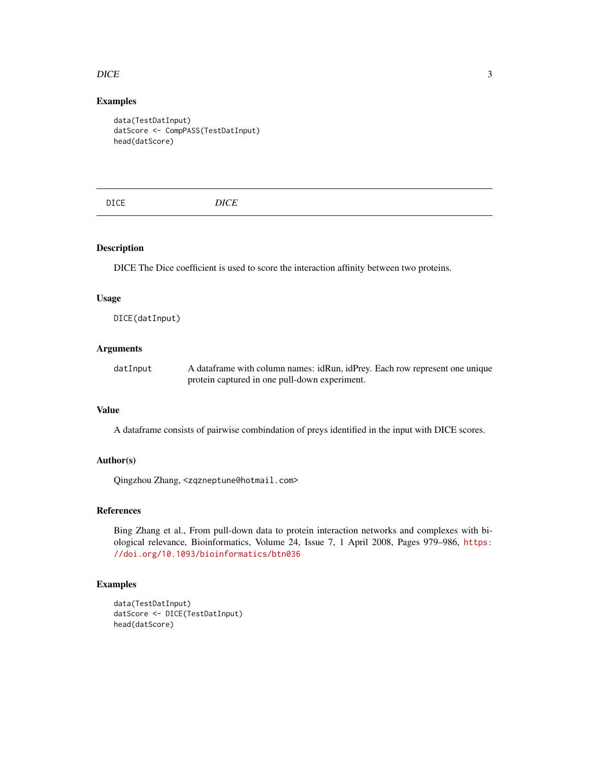### Examples

```
data(TestDatInput)
datScore <- CompPASS(TestDatInput)
head(datScore)
```

---

## DICE *DICE*

---

### Description

DICE The Dice coefficient is used to score the interaction affinity between two proteins.

### Usage

```
DICE(datInput)
```

### Arguments

| | |
|---|---|
| datInput | A dataframe with column names: idRun, idPrey. Each row represent one unique protein captured in one pull-down experiment. |

### Value

A dataframe consists of pairwise combindation of preys identified in the input with DICE scores.

### Author(s)

Qingzhou Zhang, <zqzneptune@hotmail.com>

### References

Bing Zhang et al., From pull-down data to protein interaction networks and complexes with biological relevance, Bioinformatics, Volume 24, Issue 7, 1 April 2008, Pages 979–986, https://doi.org/10.1093/bioinformatics/btn036

### Examples

```
data(TestDatInput)
datScore <- DICE(TestDatInput)
head(datScore)
```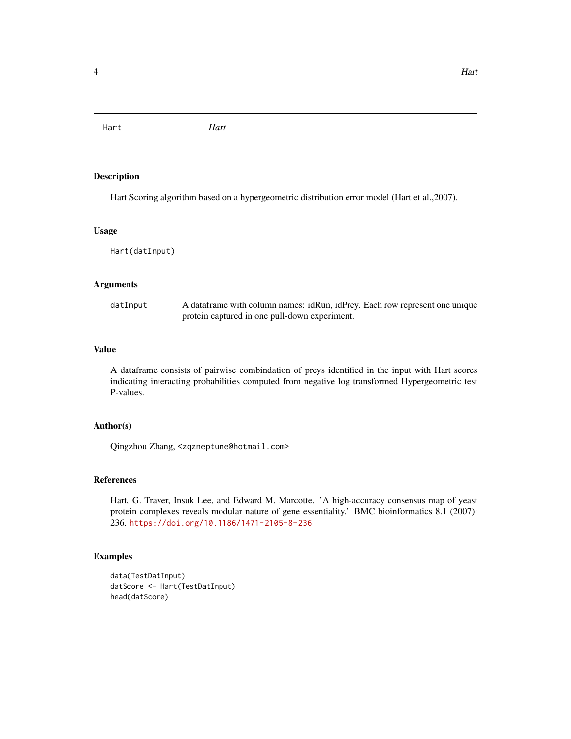Hart *Hart*

## Description

Hart Scoring algorithm based on a hypergeometric distribution error model (Hart et al.,2007).

## Usage

```
Hart(datInput)
```

## Arguments

| | |
|---|---|
| `datInput` | A dataframe with column names: idRun, idPrey. Each row represent one unique protein captured in one pull-down experiment. |

## Value

A dataframe consists of pairwise combindation of preys identified in the input with Hart scores indicating interacting probabilities computed from negative log transformed Hypergeometric test P-values.

## Author(s)

Qingzhou Zhang, <zqzneptune@hotmail.com>

## References

Hart, G. Traver, Insuk Lee, and Edward M. Marcotte. 'A high-accuracy consensus map of yeast protein complexes reveals modular nature of gene essentiality.' BMC bioinformatics 8.1 (2007): 236. https://doi.org/10.1186/1471-2105-8-236

## Examples

```
data(TestDatInput)
datScore <- Hart(TestDatInput)
head(datScore)
```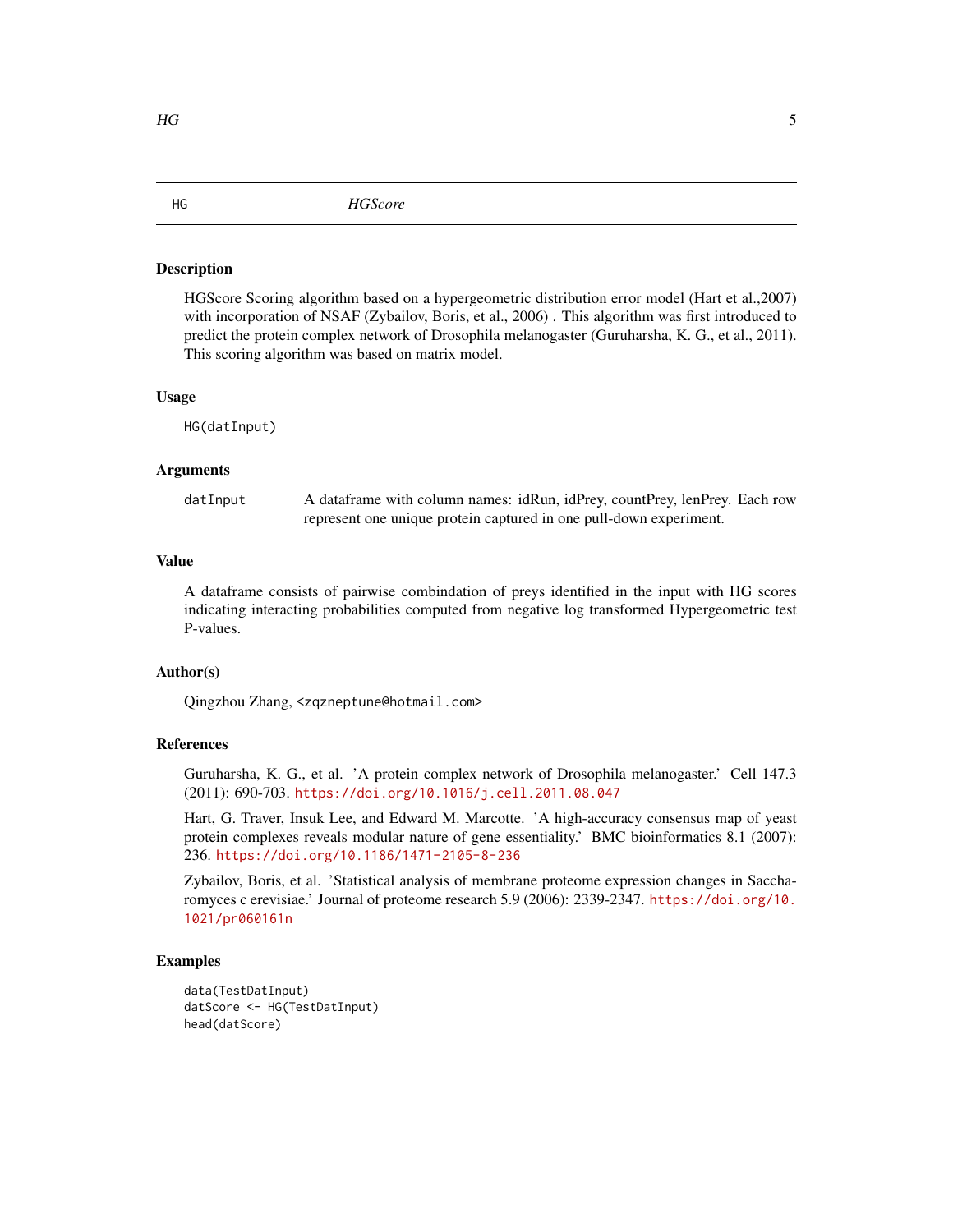## HG *HGScore*

### Description

HGScore Scoring algorithm based on a hypergeometric distribution error model (Hart et al.,2007) with incorporation of NSAF (Zybailov, Boris, et al., 2006) . This algorithm was first introduced to predict the protein complex network of Drosophila melanogaster (Guruharsha, K. G., et al., 2011). This scoring algorithm was based on matrix model.

### Usage

```
HG(datInput)
```

### Arguments

| | |
|---|---|
| datInput | A dataframe with column names: idRun, idPrey, countPrey, lenPrey. Each row represent one unique protein captured in one pull-down experiment. |

### Value

A dataframe consists of pairwise combindation of preys identified in the input with HG scores indicating interacting probabilities computed from negative log transformed Hypergeometric test P-values.

### Author(s)

Qingzhou Zhang, <zqzneptune@hotmail.com>

### References

Guruharsha, K. G., et al. 'A protein complex network of Drosophila melanogaster.' Cell 147.3 (2011): 690-703. https://doi.org/10.1016/j.cell.2011.08.047

Hart, G. Traver, Insuk Lee, and Edward M. Marcotte. 'A high-accuracy consensus map of yeast protein complexes reveals modular nature of gene essentiality.' BMC bioinformatics 8.1 (2007): 236. https://doi.org/10.1186/1471-2105-8-236

Zybailov, Boris, et al. 'Statistical analysis of membrane proteome expression changes in Saccharomyces c erevisiae.' Journal of proteome research 5.9 (2006): 2339-2347. https://doi.org/10.1021/pr060161n

### Examples

```
data(TestDatInput)
datScore <- HG(TestDatInput)
head(datScore)
```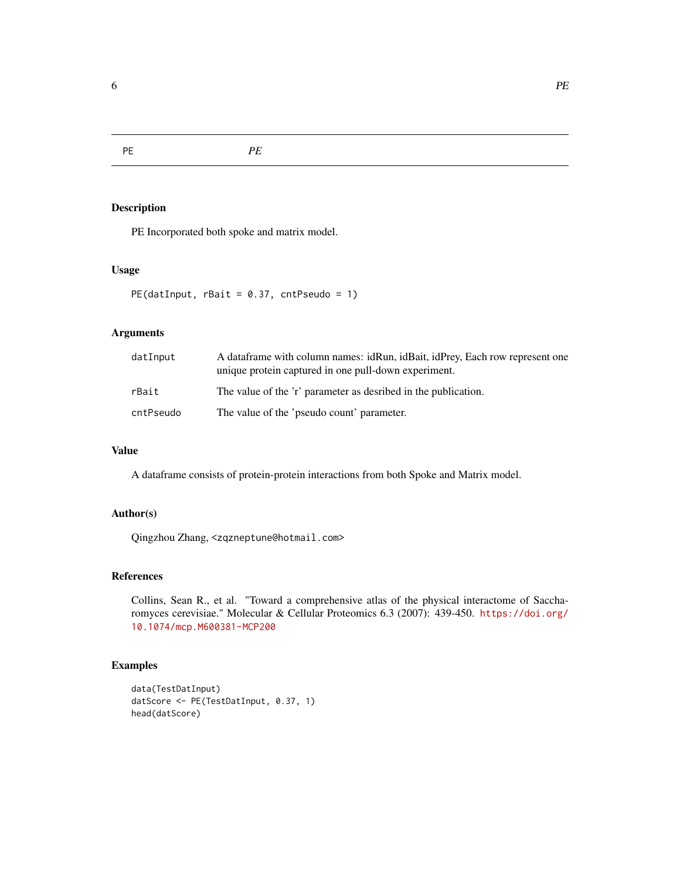PE *PE*

## Description

PE Incorporated both spoke and matrix model.

## Usage

```
PE(datInput, rBait = 0.37, cntPseudo = 1)
```

## Arguments

| | |
|---|---|
| datInput | A dataframe with column names: idRun, idBait, idPrey, Each row represent one unique protein captured in one pull-down experiment. |
| rBait | The value of the 'r' parameter as desribed in the publication. |
| cntPseudo | The value of the 'pseudo count' parameter. |

## Value

A dataframe consists of protein-protein interactions from both Spoke and Matrix model.

## Author(s)

Qingzhou Zhang, <zqzneptune@hotmail.com>

## References

Collins, Sean R., et al. "Toward a comprehensive atlas of the physical interactome of Saccharomyces cerevisiae." Molecular & Cellular Proteomics 6.3 (2007): 439-450. https://doi.org/10.1074/mcp.M600381-MCP200

## Examples

```
data(TestDatInput)
datScore <- PE(TestDatInput, 0.37, 1)
head(datScore)
```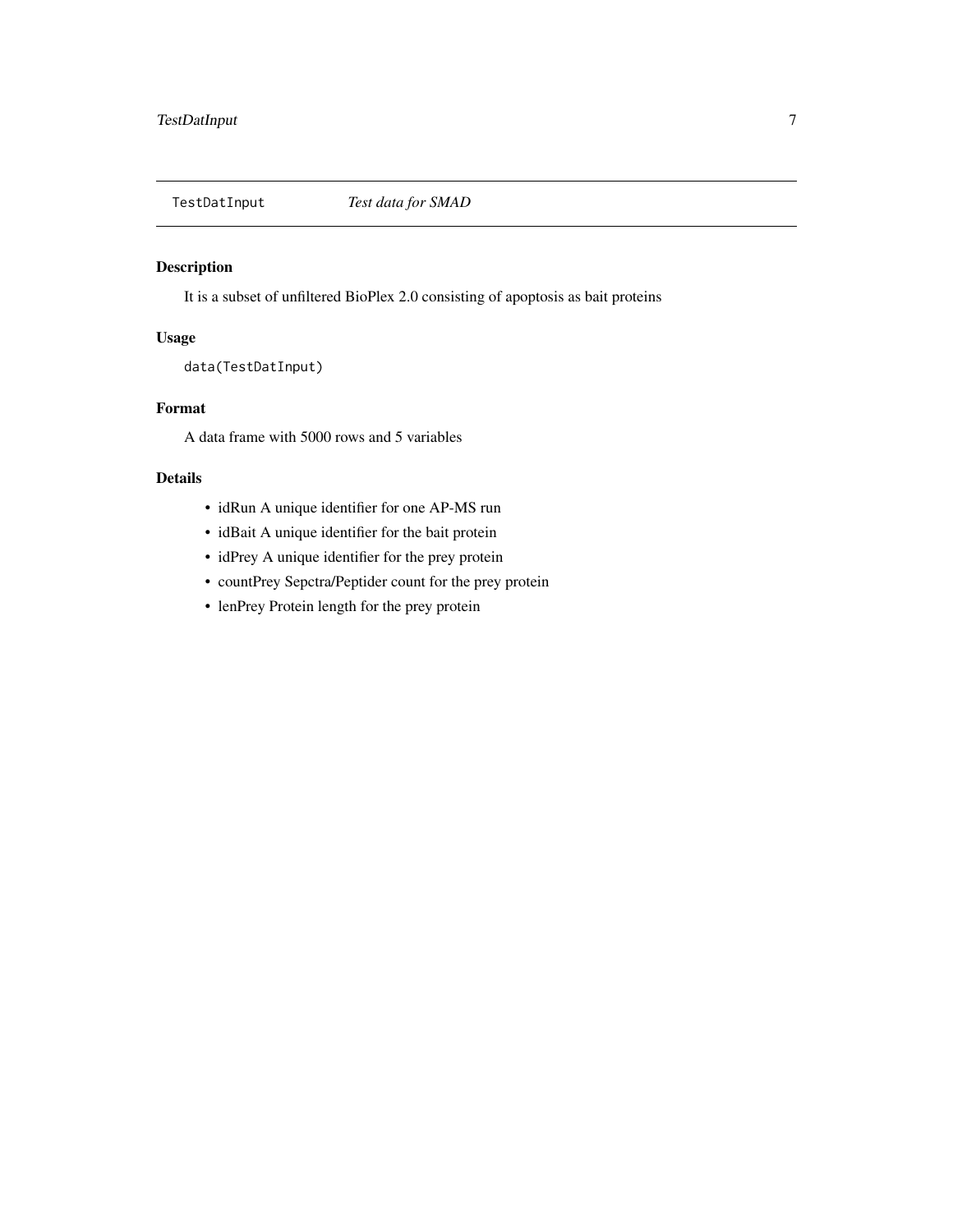## TestDatInput    *Test data for SMAD*

### Description

It is a subset of unfiltered BioPlex 2.0 consisting of apoptosis as bait proteins

### Usage

```
data(TestDatInput)
```

### Format

A data frame with 5000 rows and 5 variables

### Details

- idRun A unique identifier for one AP-MS run
- idBait A unique identifier for the bait protein
- idPrey A unique identifier for the prey protein
- countPrey Sepctra/Peptider count for the prey protein
- lenPrey Protein length for the prey protein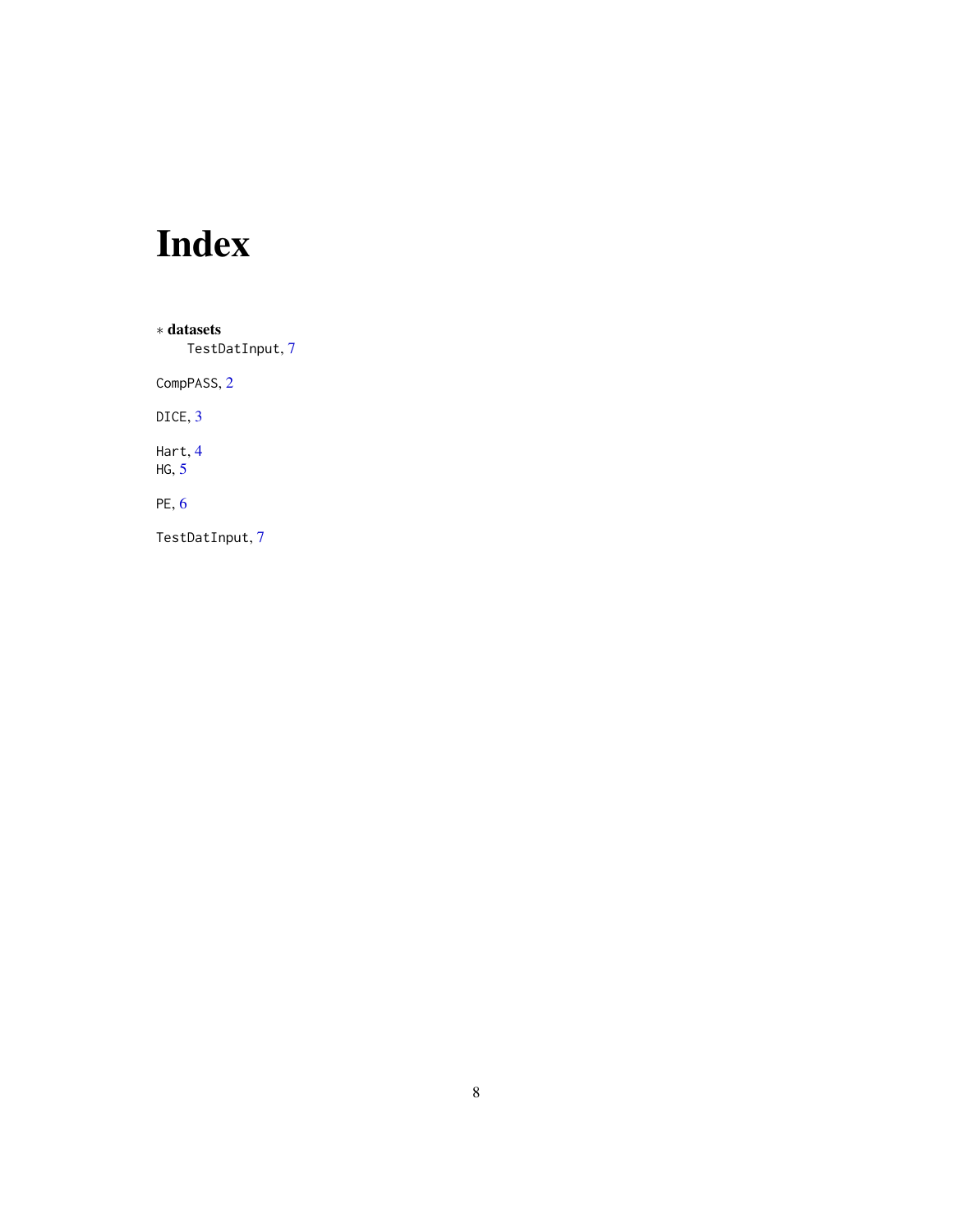# Index

* **datasets**
    TestDatInput, 7

CompPASS, 2

DICE, 3

Hart, 4
HG, 5

PE, 6

TestDatInput, 7